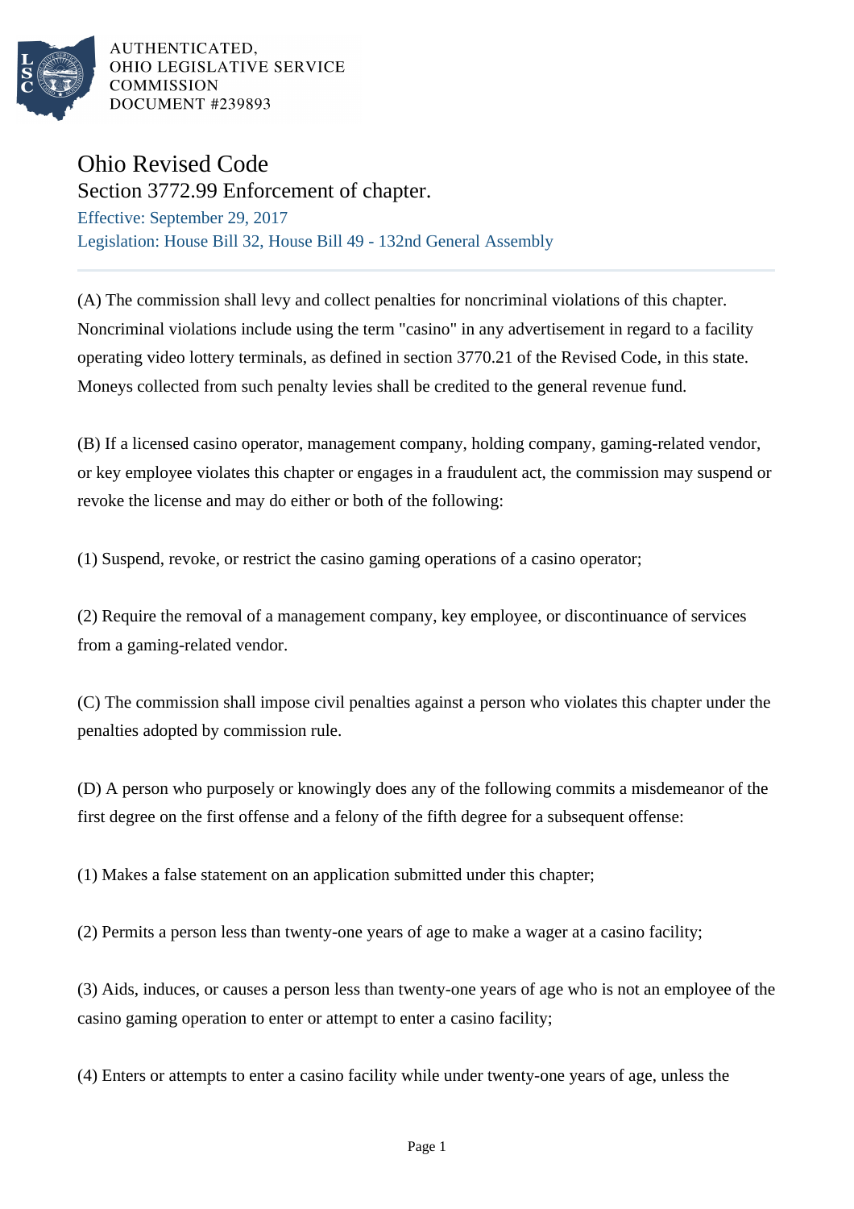AUTHENTICATED,
OHIO LEGISLATIVE SERVICE
COMMISSION
DOCUMENT #239893

# Ohio Revised Code

## Section 3772.99 Enforcement of chapter.

Effective: September 29, 2017

Legislation: House Bill 32, House Bill 49 - 132nd General Assembly

---

(A) The commission shall levy and collect penalties for noncriminal violations of this chapter. Noncriminal violations include using the term "casino" in any advertisement in regard to a facility operating video lottery terminals, as defined in section 3770.21 of the Revised Code, in this state. Moneys collected from such penalty levies shall be credited to the general revenue fund.

(B) If a licensed casino operator, management company, holding company, gaming-related vendor, or key employee violates this chapter or engages in a fraudulent act, the commission may suspend or revoke the license and may do either or both of the following:

(1) Suspend, revoke, or restrict the casino gaming operations of a casino operator;

(2) Require the removal of a management company, key employee, or discontinuance of services from a gaming-related vendor.

(C) The commission shall impose civil penalties against a person who violates this chapter under the penalties adopted by commission rule.

(D) A person who purposely or knowingly does any of the following commits a misdemeanor of the first degree on the first offense and a felony of the fifth degree for a subsequent offense:

(1) Makes a false statement on an application submitted under this chapter;

(2) Permits a person less than twenty-one years of age to make a wager at a casino facility;

(3) Aids, induces, or causes a person less than twenty-one years of age who is not an employee of the casino gaming operation to enter or attempt to enter a casino facility;

(4) Enters or attempts to enter a casino facility while under twenty-one years of age, unless the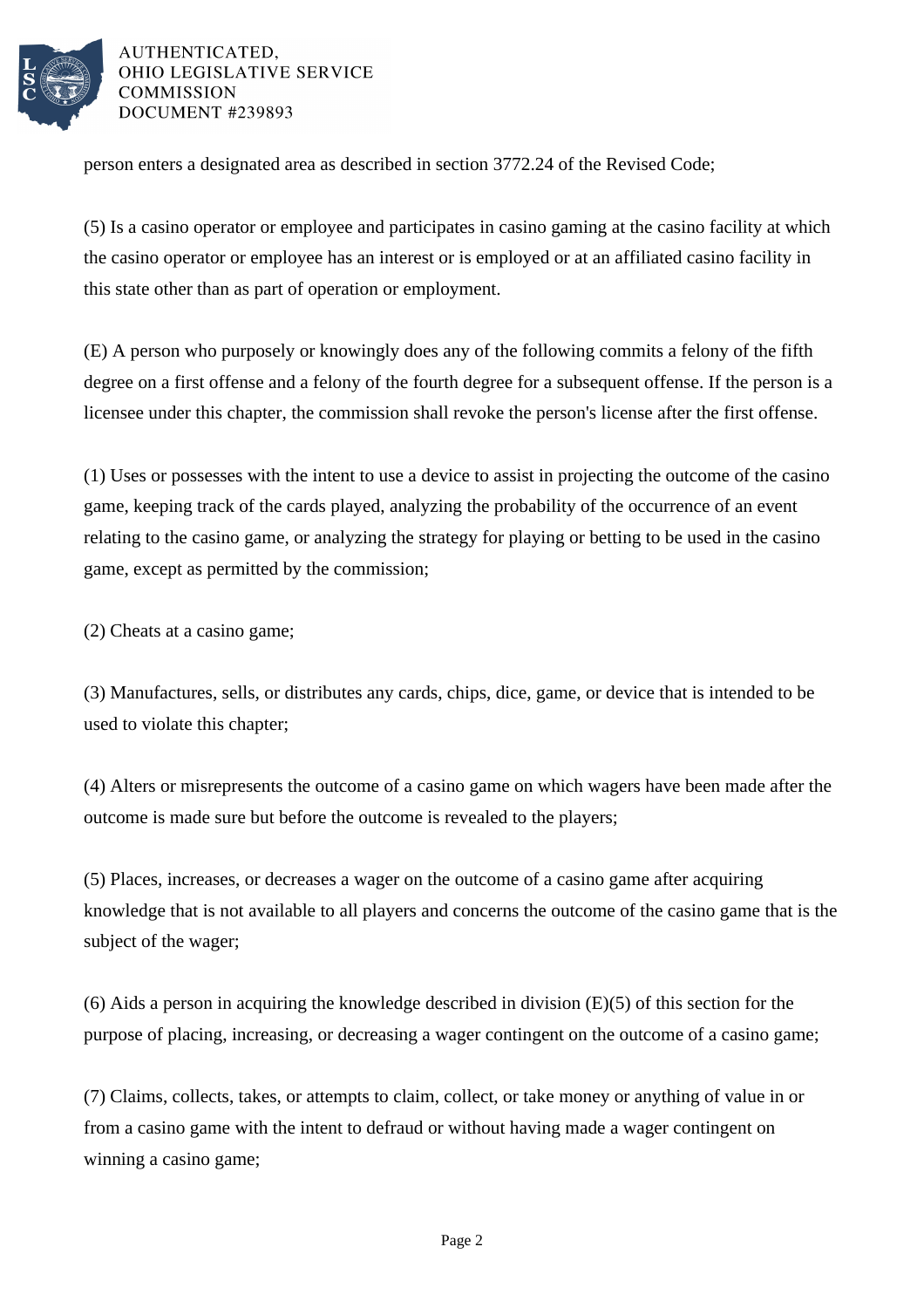person enters a designated area as described in section 3772.24 of the Revised Code;

(5) Is a casino operator or employee and participates in casino gaming at the casino facility at which the casino operator or employee has an interest or is employed or at an affiliated casino facility in this state other than as part of operation or employment.

(E) A person who purposely or knowingly does any of the following commits a felony of the fifth degree on a first offense and a felony of the fourth degree for a subsequent offense. If the person is a licensee under this chapter, the commission shall revoke the person's license after the first offense.

(1) Uses or possesses with the intent to use a device to assist in projecting the outcome of the casino game, keeping track of the cards played, analyzing the probability of the occurrence of an event relating to the casino game, or analyzing the strategy for playing or betting to be used in the casino game, except as permitted by the commission;

(2) Cheats at a casino game;

(3) Manufactures, sells, or distributes any cards, chips, dice, game, or device that is intended to be used to violate this chapter;

(4) Alters or misrepresents the outcome of a casino game on which wagers have been made after the outcome is made sure but before the outcome is revealed to the players;

(5) Places, increases, or decreases a wager on the outcome of a casino game after acquiring knowledge that is not available to all players and concerns the outcome of the casino game that is the subject of the wager;

(6) Aids a person in acquiring the knowledge described in division (E)(5) of this section for the purpose of placing, increasing, or decreasing a wager contingent on the outcome of a casino game;

(7) Claims, collects, takes, or attempts to claim, collect, or take money or anything of value in or from a casino game with the intent to defraud or without having made a wager contingent on winning a casino game;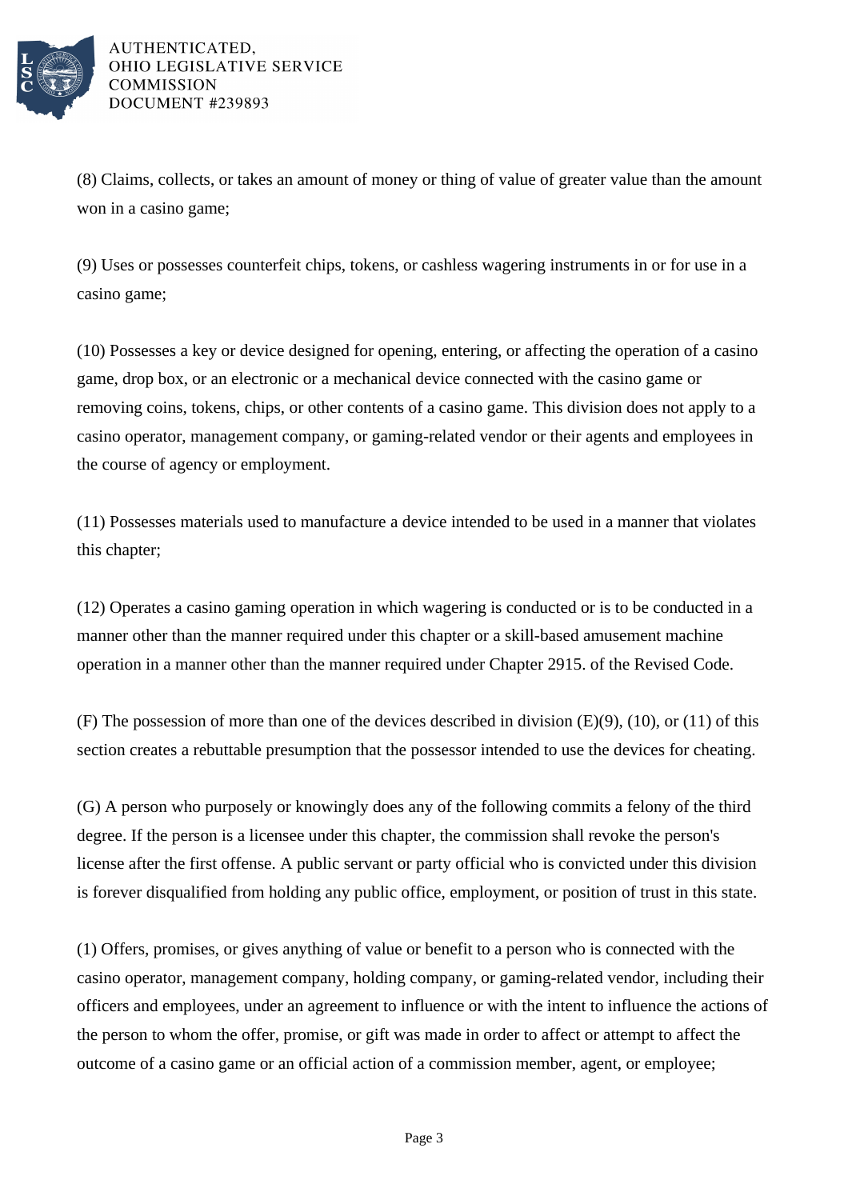(8) Claims, collects, or takes an amount of money or thing of value of greater value than the amount won in a casino game;

(9) Uses or possesses counterfeit chips, tokens, or cashless wagering instruments in or for use in a casino game;

(10) Possesses a key or device designed for opening, entering, or affecting the operation of a casino game, drop box, or an electronic or a mechanical device connected with the casino game or removing coins, tokens, chips, or other contents of a casino game. This division does not apply to a casino operator, management company, or gaming-related vendor or their agents and employees in the course of agency or employment.

(11) Possesses materials used to manufacture a device intended to be used in a manner that violates this chapter;

(12) Operates a casino gaming operation in which wagering is conducted or is to be conducted in a manner other than the manner required under this chapter or a skill-based amusement machine operation in a manner other than the manner required under Chapter 2915. of the Revised Code.

(F) The possession of more than one of the devices described in division (E)(9), (10), or (11) of this section creates a rebuttable presumption that the possessor intended to use the devices for cheating.

(G) A person who purposely or knowingly does any of the following commits a felony of the third degree. If the person is a licensee under this chapter, the commission shall revoke the person's license after the first offense. A public servant or party official who is convicted under this division is forever disqualified from holding any public office, employment, or position of trust in this state.

(1) Offers, promises, or gives anything of value or benefit to a person who is connected with the casino operator, management company, holding company, or gaming-related vendor, including their officers and employees, under an agreement to influence or with the intent to influence the actions of the person to whom the offer, promise, or gift was made in order to affect or attempt to affect the outcome of a casino game or an official action of a commission member, agent, or employee;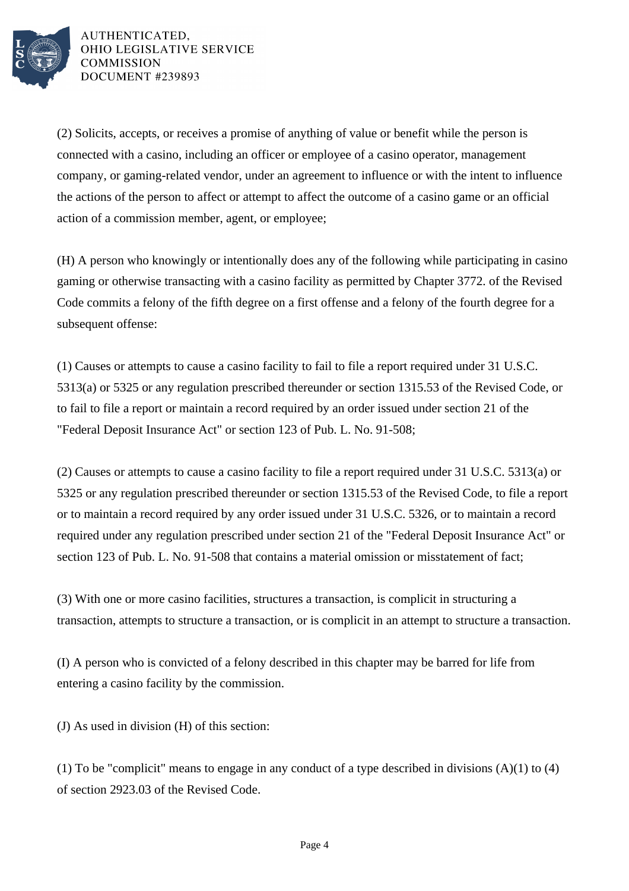(2) Solicits, accepts, or receives a promise of anything of value or benefit while the person is connected with a casino, including an officer or employee of a casino operator, management company, or gaming-related vendor, under an agreement to influence or with the intent to influence the actions of the person to affect or attempt to affect the outcome of a casino game or an official action of a commission member, agent, or employee;

(H) A person who knowingly or intentionally does any of the following while participating in casino gaming or otherwise transacting with a casino facility as permitted by Chapter 3772. of the Revised Code commits a felony of the fifth degree on a first offense and a felony of the fourth degree for a subsequent offense:

(1) Causes or attempts to cause a casino facility to fail to file a report required under 31 U.S.C. 5313(a) or 5325 or any regulation prescribed thereunder or section 1315.53 of the Revised Code, or to fail to file a report or maintain a record required by an order issued under section 21 of the "Federal Deposit Insurance Act" or section 123 of Pub. L. No. 91-508;

(2) Causes or attempts to cause a casino facility to file a report required under 31 U.S.C. 5313(a) or 5325 or any regulation prescribed thereunder or section 1315.53 of the Revised Code, to file a report or to maintain a record required by any order issued under 31 U.S.C. 5326, or to maintain a record required under any regulation prescribed under section 21 of the "Federal Deposit Insurance Act" or section 123 of Pub. L. No. 91-508 that contains a material omission or misstatement of fact;

(3) With one or more casino facilities, structures a transaction, is complicit in structuring a transaction, attempts to structure a transaction, or is complicit in an attempt to structure a transaction.

(I) A person who is convicted of a felony described in this chapter may be barred for life from entering a casino facility by the commission.

(J) As used in division (H) of this section:

(1) To be "complicit" means to engage in any conduct of a type described in divisions (A)(1) to (4) of section 2923.03 of the Revised Code.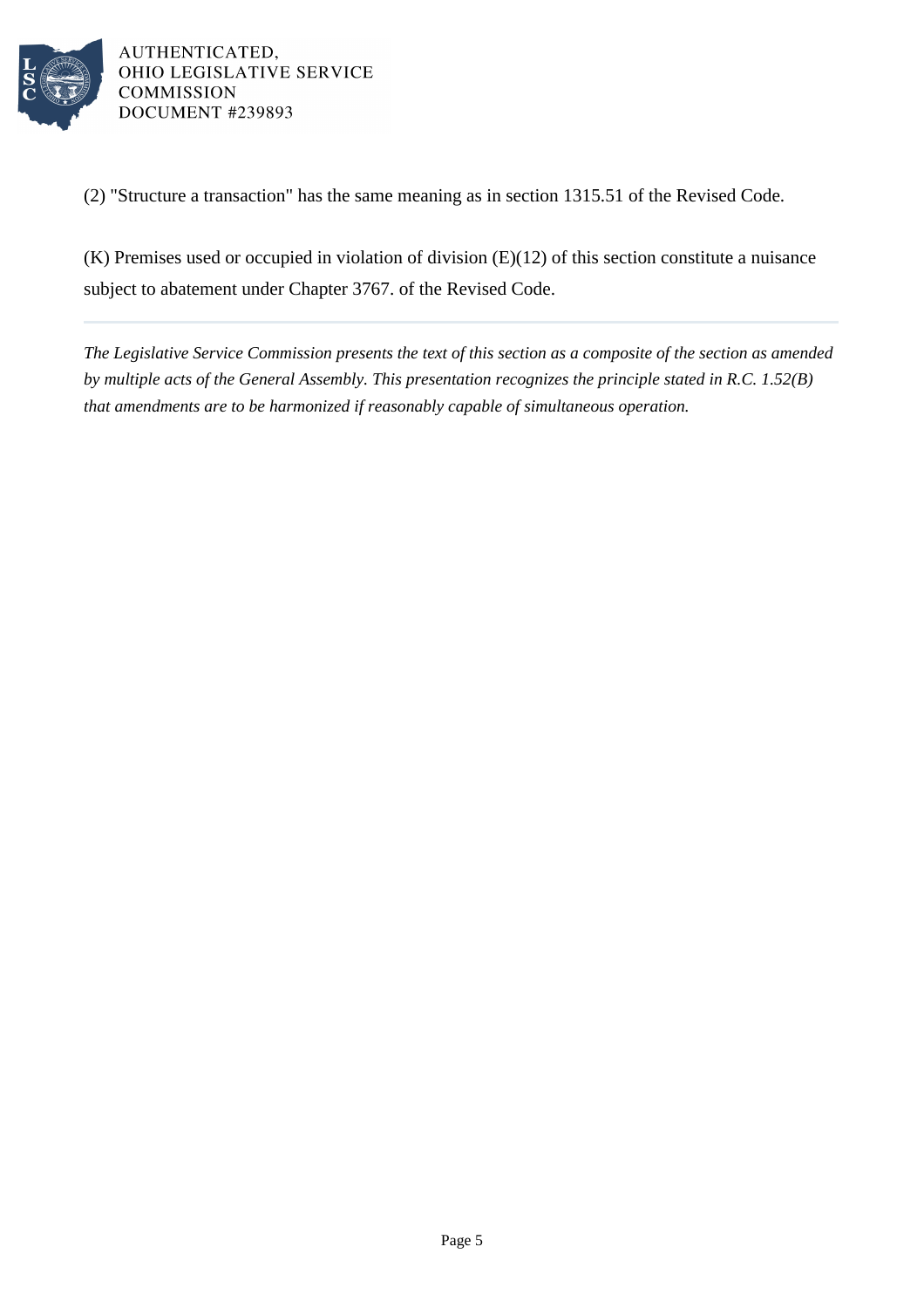(2) "Structure a transaction" has the same meaning as in section 1315.51 of the Revised Code.

(K) Premises used or occupied in violation of division (E)(12) of this section constitute a nuisance subject to abatement under Chapter 3767. of the Revised Code.

---

*The Legislative Service Commission presents the text of this section as a composite of the section as amended by multiple acts of the General Assembly. This presentation recognizes the principle stated in R.C. 1.52(B) that amendments are to be harmonized if reasonably capable of simultaneous operation.*